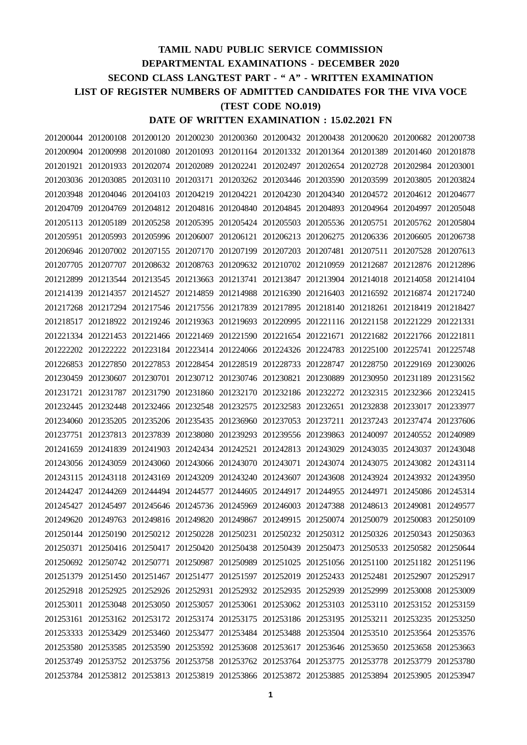**TAMIL NADU PUBLIC SERVICE COMMISSION**

**DEPARTMENTAL EXAMINATIONS - DECEMBER 2020**

**SECOND CLASS LANG.TEST PART - " A" - WRITTEN EXAMINATION**

**LIST OF REGISTER NUMBERS OF ADMITTED CANDIDATES FOR THE VIVA VOCE**

**(TEST CODE NO.019)**

**DATE OF WRITTEN EXAMINATION : 15.02.2021 FN**

201200044 201200108 201200120 201200230 201200360 201200432 201200438 201200620 201200682 201200738
201200904 201200998 201201080 201201093 201201164 201201332 201201364 201201389 201201460 201201878
201201921 201201933 201202074 201202089 201202241 201202497 201202654 201202728 201202984 201203001
201203036 201203085 201203110 201203171 201203262 201203446 201203590 201203599 201203805 201203824
201203948 201204046 201204103 201204219 201204221 201204230 201204340 201204572 201204612 201204677
201204709 201204769 201204812 201204816 201204840 201204845 201204893 201204964 201204997 201205048
201205113 201205189 201205258 201205395 201205424 201205503 201205536 201205751 201205762 201205804
201205951 201205993 201205996 201206007 201206121 201206213 201206275 201206336 201206605 201206738
201206946 201207002 201207155 201207170 201207199 201207203 201207481 201207511 201207528 201207613
201207705 201207707 201208632 201208763 201209632 201210702 201210959 201212687 201212876 201212896
201212899 201213544 201213545 201213663 201213741 201213847 201213904 201214018 201214058 201214104
201214139 201214357 201214527 201214859 201214988 201216390 201216403 201216592 201216874 201217240
201217268 201217294 201217546 201217556 201217839 201217895 201218140 201218261 201218419 201218427
201218517 201218922 201219246 201219363 201219693 201220995 201221116 201221158 201221229 201221331
201221334 201221453 201221466 201221469 201221590 201221654 201221671 201221682 201221766 201221811
201222202 201222222 201223184 201223414 201224066 201224326 201224783 201225100 201225741 201225748
201226853 201227850 201227853 201228454 201228519 201228733 201228747 201228750 201229169 201230026
201230459 201230607 201230701 201230712 201230746 201230821 201230889 201230950 201231189 201231562
201231721 201231787 201231790 201231860 201232170 201232186 201232272 201232315 201232366 201232415
201232445 201232448 201232466 201232548 201232575 201232583 201232651 201232838 201233017 201233977
201234060 201235205 201235206 201235435 201236960 201237053 201237211 201237243 201237474 201237606
201237751 201237813 201237839 201238080 201239293 201239556 201239863 201240097 201240552 201240989
201241659 201241839 201241903 201242434 201242521 201242813 201243029 201243035 201243037 201243048
201243056 201243059 201243060 201243066 201243070 201243071 201243074 201243075 201243082 201243114
201243115 201243118 201243169 201243209 201243240 201243607 201243608 201243924 201243932 201243950
201244247 201244269 201244494 201244577 201244605 201244917 201244955 201244971 201245086 201245314
201245427 201245497 201245646 201245736 201245969 201246003 201247388 201248613 201249081 201249577
201249620 201249763 201249816 201249820 201249867 201249915 201250074 201250079 201250083 201250109
201250144 201250190 201250212 201250228 201250231 201250232 201250312 201250326 201250343 201250363
201250371 201250416 201250417 201250420 201250438 201250439 201250473 201250533 201250582 201250644
201250692 201250742 201250771 201250987 201250989 201251025 201251056 201251100 201251182 201251196
201251379 201251450 201251467 201251477 201251597 201252019 201252433 201252481 201252907 201252917
201252918 201252925 201252926 201252931 201252932 201252935 201252939 201252999 201253008 201253009
201253011 201253048 201253050 201253057 201253061 201253062 201253103 201253110 201253152 201253159
201253161 201253162 201253172 201253174 201253175 201253186 201253195 201253211 201253235 201253250
201253333 201253429 201253460 201253477 201253484 201253488 201253504 201253510 201253564 201253576
201253580 201253585 201253590 201253592 201253608 201253617 201253646 201253650 201253658 201253663
201253749 201253752 201253756 201253758 201253762 201253764 201253775 201253778 201253779 201253780
201253784 201253812 201253813 201253819 201253866 201253872 201253885 201253894 201253905 201253947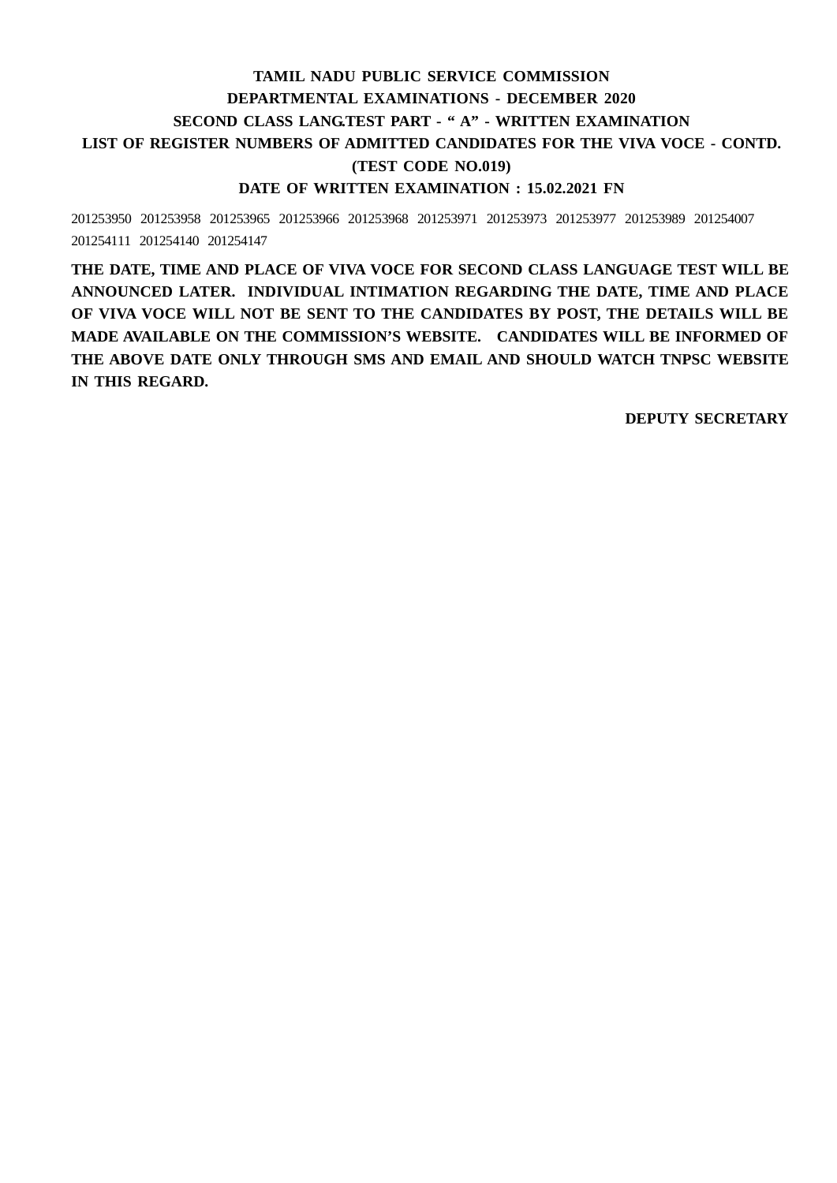**TAMIL NADU PUBLIC SERVICE COMMISSION**

**DEPARTMENTAL EXAMINATIONS - DECEMBER 2020**

**SECOND CLASS LANG.TEST PART - " A" - WRITTEN EXAMINATION**

**LIST OF REGISTER NUMBERS OF ADMITTED CANDIDATES FOR THE VIVA VOCE - CONTD.**

**(TEST CODE NO.019)**

**DATE OF WRITTEN EXAMINATION : 15.02.2021 FN**

201253950 201253958 201253965 201253966 201253968 201253971 201253973 201253977 201253989 201254007
201254111 201254140 201254147

**THE DATE, TIME AND PLACE OF VIVA VOCE FOR SECOND CLASS LANGUAGE TEST WILL BE ANNOUNCED LATER. INDIVIDUAL INTIMATION REGARDING THE DATE, TIME AND PLACE OF VIVA VOCE WILL NOT BE SENT TO THE CANDIDATES BY POST, THE DETAILS WILL BE MADE AVAILABLE ON THE COMMISSION'S WEBSITE. CANDIDATES WILL BE INFORMED OF THE ABOVE DATE ONLY THROUGH SMS AND EMAIL AND SHOULD WATCH TNPSC WEBSITE IN THIS REGARD.**

**DEPUTY SECRETARY**